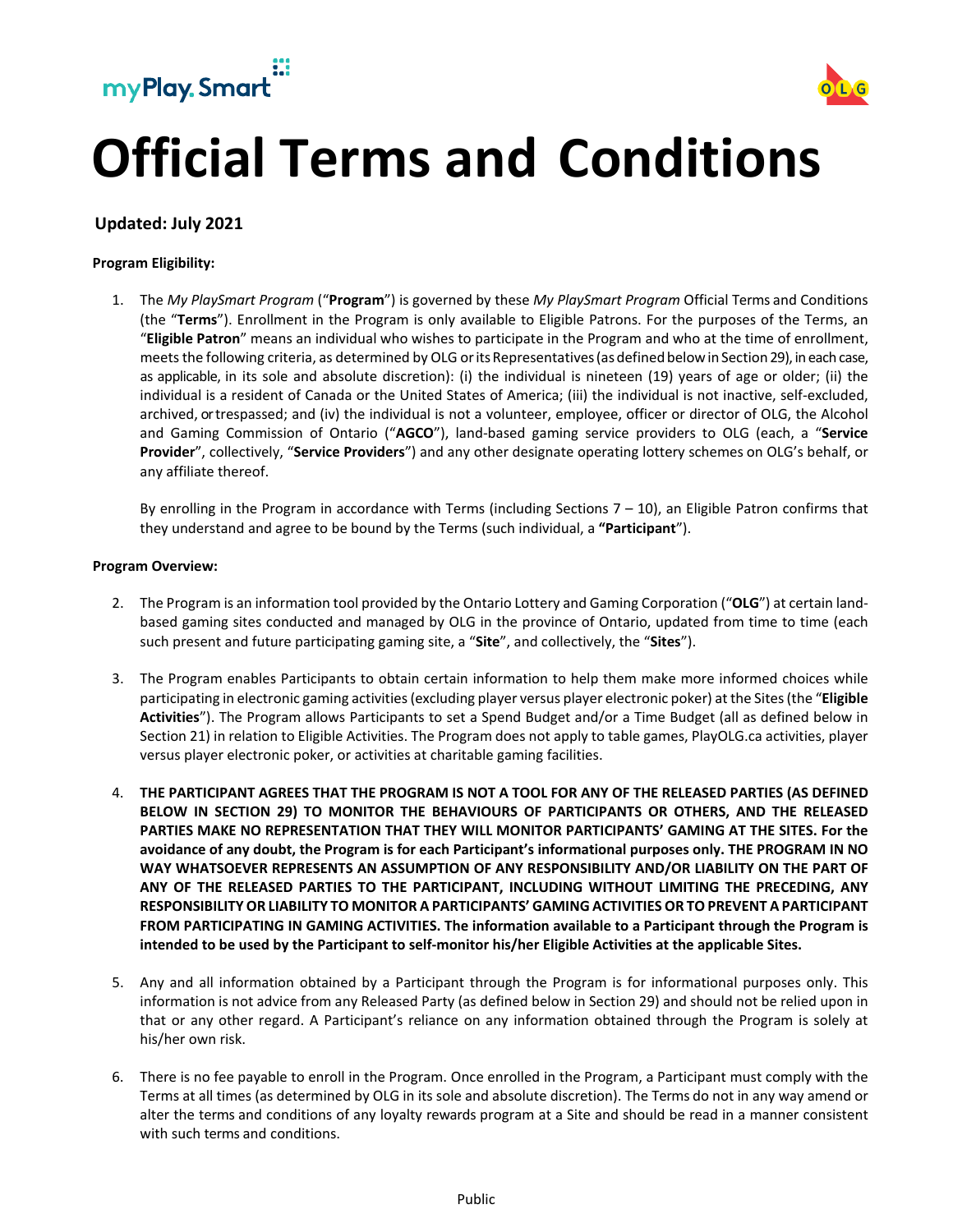# Official Terms and Conditions

**Updated: July 2021**

**Program Eligibility:**

1. The *My PlaySmart Program* ("**Program**") is governed by these *My PlaySmart Program* Official Terms and Conditions (the "**Terms**"). Enrollment in the Program is only available to Eligible Patrons. For the purposes of the Terms, an "**Eligible Patron**" means an individual who wishes to participate in the Program and who at the time of enrollment, meets the following criteria, as determined by OLG or its Representatives (as defined below in Section 29), in each case, as applicable, in its sole and absolute discretion): (i) the individual is nineteen (19) years of age or older; (ii) the individual is a resident of Canada or the United States of America; (iii) the individual is not inactive, self-excluded, archived, or trespassed; and (iv) the individual is not a volunteer, employee, officer or director of OLG, the Alcohol and Gaming Commission of Ontario ("**AGCO**"), land-based gaming service providers to OLG (each, a "**Service Provider**", collectively, "**Service Providers**") and any other designate operating lottery schemes on OLG's behalf, or any affiliate thereof.

   By enrolling in the Program in accordance with Terms (including Sections 7 – 10), an Eligible Patron confirms that they understand and agree to be bound by the Terms (such individual, a **"Participant**").

**Program Overview:**

2. The Program is an information tool provided by the Ontario Lottery and Gaming Corporation ("**OLG**") at certain land-based gaming sites conducted and managed by OLG in the province of Ontario, updated from time to time (each such present and future participating gaming site, a "**Site**", and collectively, the "**Sites**").

3. The Program enables Participants to obtain certain information to help them make more informed choices while participating in electronic gaming activities (excluding player versus player electronic poker) at the Sites (the "**Eligible Activities**"). The Program allows Participants to set a Spend Budget and/or a Time Budget (all as defined below in Section 21) in relation to Eligible Activities. The Program does not apply to table games, PlayOLG.ca activities, player versus player electronic poker, or activities at charitable gaming facilities.

4. **THE PARTICIPANT AGREES THAT THE PROGRAM IS NOT A TOOL FOR ANY OF THE RELEASED PARTIES (AS DEFINED BELOW IN SECTION 29) TO MONITOR THE BEHAVIOURS OF PARTICIPANTS OR OTHERS, AND THE RELEASED PARTIES MAKE NO REPRESENTATION THAT THEY WILL MONITOR PARTICIPANTS' GAMING AT THE SITES. For the avoidance of any doubt, the Program is for each Participant's informational purposes only. THE PROGRAM IN NO WAY WHATSOEVER REPRESENTS AN ASSUMPTION OF ANY RESPONSIBILITY AND/OR LIABILITY ON THE PART OF ANY OF THE RELEASED PARTIES TO THE PARTICIPANT, INCLUDING WITHOUT LIMITING THE PRECEDING, ANY RESPONSIBILITY OR LIABILITY TO MONITOR A PARTICIPANTS' GAMING ACTIVITIES OR TO PREVENT A PARTICIPANT FROM PARTICIPATING IN GAMING ACTIVITIES. The information available to a Participant through the Program is intended to be used by the Participant to self-monitor his/her Eligible Activities at the applicable Sites.**

5. Any and all information obtained by a Participant through the Program is for informational purposes only. This information is not advice from any Released Party (as defined below in Section 29) and should not be relied upon in that or any other regard. A Participant's reliance on any information obtained through the Program is solely at his/her own risk.

6. There is no fee payable to enroll in the Program. Once enrolled in the Program, a Participant must comply with the Terms at all times (as determined by OLG in its sole and absolute discretion). The Terms do not in any way amend or alter the terms and conditions of any loyalty rewards program at a Site and should be read in a manner consistent with such terms and conditions.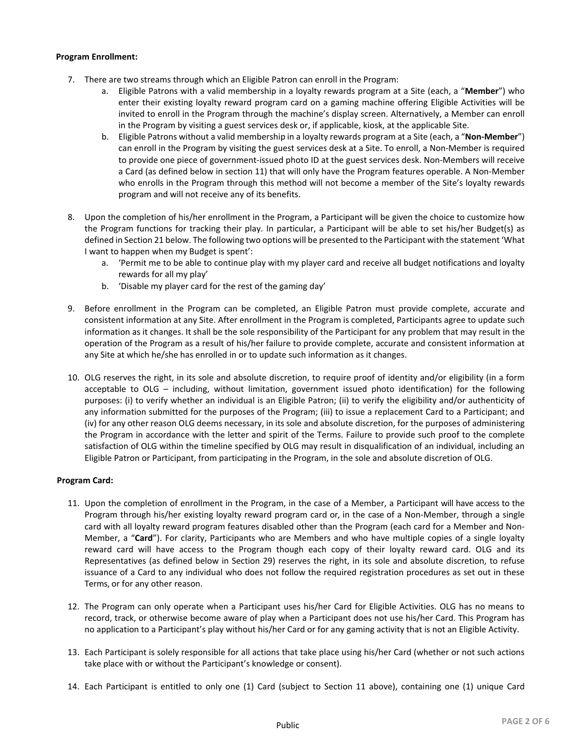**Program Enrollment:**

7. There are two streams through which an Eligible Patron can enroll in the Program:
   a. Eligible Patrons with a valid membership in a loyalty rewards program at a Site (each, a "**Member**") who enter their existing loyalty reward program card on a gaming machine offering Eligible Activities will be invited to enroll in the Program through the machine's display screen. Alternatively, a Member can enroll in the Program by visiting a guest services desk or, if applicable, kiosk, at the applicable Site.
   b. Eligible Patrons without a valid membership in a loyalty rewards program at a Site (each, a "**Non-Member**") can enroll in the Program by visiting the guest services desk at a Site. To enroll, a Non-Member is required to provide one piece of government-issued photo ID at the guest services desk. Non-Members will receive a Card (as defined below in section 11) that will only have the Program features operable. A Non-Member who enrolls in the Program through this method will not become a member of the Site's loyalty rewards program and will not receive any of its benefits.

8. Upon the completion of his/her enrollment in the Program, a Participant will be given the choice to customize how the Program functions for tracking their play. In particular, a Participant will be able to set his/her Budget(s) as defined in Section 21 below. The following two options will be presented to the Participant with the statement 'What I want to happen when my Budget is spent':
   a. 'Permit me to be able to continue play with my player card and receive all budget notifications and loyalty rewards for all my play'
   b. 'Disable my player card for the rest of the gaming day'

9. Before enrollment in the Program can be completed, an Eligible Patron must provide complete, accurate and consistent information at any Site. After enrollment in the Program is completed, Participants agree to update such information as it changes. It shall be the sole responsibility of the Participant for any problem that may result in the operation of the Program as a result of his/her failure to provide complete, accurate and consistent information at any Site at which he/she has enrolled in or to update such information as it changes.

10. OLG reserves the right, in its sole and absolute discretion, to require proof of identity and/or eligibility (in a form acceptable to OLG – including, without limitation, government issued photo identification) for the following purposes: (i) to verify whether an individual is an Eligible Patron; (ii) to verify the eligibility and/or authenticity of any information submitted for the purposes of the Program; (iii) to issue a replacement Card to a Participant; and (iv) for any other reason OLG deems necessary, in its sole and absolute discretion, for the purposes of administering the Program in accordance with the letter and spirit of the Terms. Failure to provide such proof to the complete satisfaction of OLG within the timeline specified by OLG may result in disqualification of an individual, including an Eligible Patron or Participant, from participating in the Program, in the sole and absolute discretion of OLG.

**Program Card:**

11. Upon the completion of enrollment in the Program, in the case of a Member, a Participant will have access to the Program through his/her existing loyalty reward program card or, in the case of a Non-Member, through a single card with all loyalty reward program features disabled other than the Program (each card for a Member and Non-Member, a "**Card**"). For clarity, Participants who are Members and who have multiple copies of a single loyalty reward card will have access to the Program though each copy of their loyalty reward card. OLG and its Representatives (as defined below in Section 29) reserves the right, in its sole and absolute discretion, to refuse issuance of a Card to any individual who does not follow the required registration procedures as set out in these Terms, or for any other reason.

12. The Program can only operate when a Participant uses his/her Card for Eligible Activities. OLG has no means to record, track, or otherwise become aware of play when a Participant does not use his/her Card. This Program has no application to a Participant's play without his/her Card or for any gaming activity that is not an Eligible Activity.

13. Each Participant is solely responsible for all actions that take place using his/her Card (whether or not such actions take place with or without the Participant's knowledge or consent).

14. Each Participant is entitled to only one (1) Card (subject to Section 11 above), containing one (1) unique Card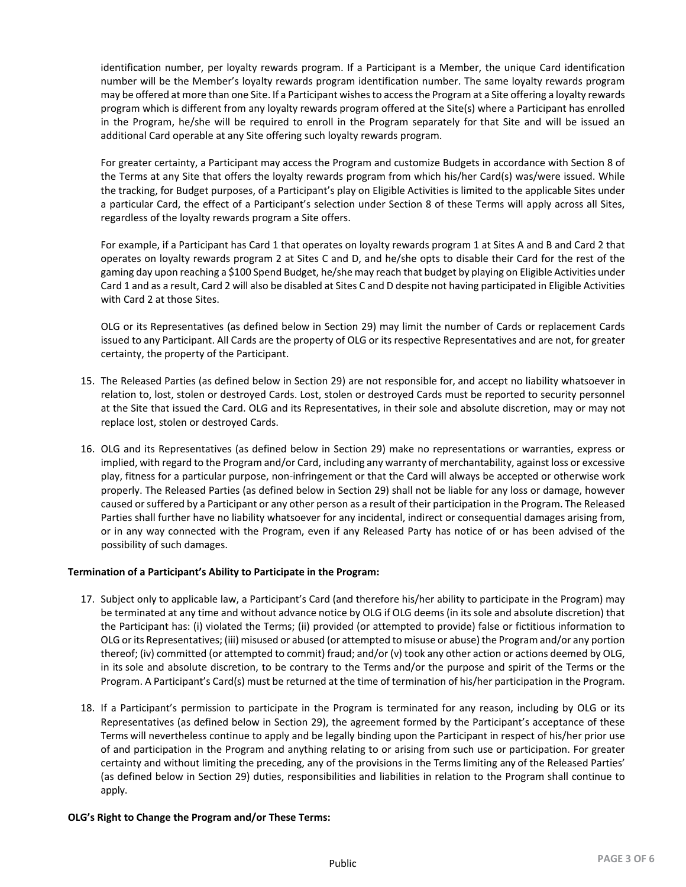identification number, per loyalty rewards program. If a Participant is a Member, the unique Card identification number will be the Member's loyalty rewards program identification number. The same loyalty rewards program may be offered at more than one Site. If a Participant wishes to access the Program at a Site offering a loyalty rewards program which is different from any loyalty rewards program offered at the Site(s) where a Participant has enrolled in the Program, he/she will be required to enroll in the Program separately for that Site and will be issued an additional Card operable at any Site offering such loyalty rewards program.

For greater certainty, a Participant may access the Program and customize Budgets in accordance with Section 8 of the Terms at any Site that offers the loyalty rewards program from which his/her Card(s) was/were issued. While the tracking, for Budget purposes, of a Participant's play on Eligible Activities is limited to the applicable Sites under a particular Card, the effect of a Participant's selection under Section 8 of these Terms will apply across all Sites, regardless of the loyalty rewards program a Site offers.

For example, if a Participant has Card 1 that operates on loyalty rewards program 1 at Sites A and B and Card 2 that operates on loyalty rewards program 2 at Sites C and D, and he/she opts to disable their Card for the rest of the gaming day upon reaching a $100 Spend Budget, he/she may reach that budget by playing on Eligible Activities under Card 1 and as a result, Card 2 will also be disabled at Sites C and D despite not having participated in Eligible Activities with Card 2 at those Sites.

OLG or its Representatives (as defined below in Section 29) may limit the number of Cards or replacement Cards issued to any Participant. All Cards are the property of OLG or its respective Representatives and are not, for greater certainty, the property of the Participant.

15. The Released Parties (as defined below in Section 29) are not responsible for, and accept no liability whatsoever in relation to, lost, stolen or destroyed Cards. Lost, stolen or destroyed Cards must be reported to security personnel at the Site that issued the Card. OLG and its Representatives, in their sole and absolute discretion, may or may not replace lost, stolen or destroyed Cards.

16. OLG and its Representatives (as defined below in Section 29) make no representations or warranties, express or implied, with regard to the Program and/or Card, including any warranty of merchantability, against loss or excessive play, fitness for a particular purpose, non-infringement or that the Card will always be accepted or otherwise work properly. The Released Parties (as defined below in Section 29) shall not be liable for any loss or damage, however caused or suffered by a Participant or any other person as a result of their participation in the Program. The Released Parties shall further have no liability whatsoever for any incidental, indirect or consequential damages arising from, or in any way connected with the Program, even if any Released Party has notice of or has been advised of the possibility of such damages.

**Termination of a Participant's Ability to Participate in the Program:**

17. Subject only to applicable law, a Participant's Card (and therefore his/her ability to participate in the Program) may be terminated at any time and without advance notice by OLG if OLG deems (in its sole and absolute discretion) that the Participant has: (i) violated the Terms; (ii) provided (or attempted to provide) false or fictitious information to OLG or its Representatives; (iii) misused or abused (or attempted to misuse or abuse) the Program and/or any portion thereof; (iv) committed (or attempted to commit) fraud; and/or (v) took any other action or actions deemed by OLG, in its sole and absolute discretion, to be contrary to the Terms and/or the purpose and spirit of the Terms or the Program. A Participant's Card(s) must be returned at the time of termination of his/her participation in the Program.

18. If a Participant's permission to participate in the Program is terminated for any reason, including by OLG or its Representatives (as defined below in Section 29), the agreement formed by the Participant's acceptance of these Terms will nevertheless continue to apply and be legally binding upon the Participant in respect of his/her prior use of and participation in the Program and anything relating to or arising from such use or participation. For greater certainty and without limiting the preceding, any of the provisions in the Terms limiting any of the Released Parties' (as defined below in Section 29) duties, responsibilities and liabilities in relation to the Program shall continue to apply.

**OLG's Right to Change the Program and/or These Terms:**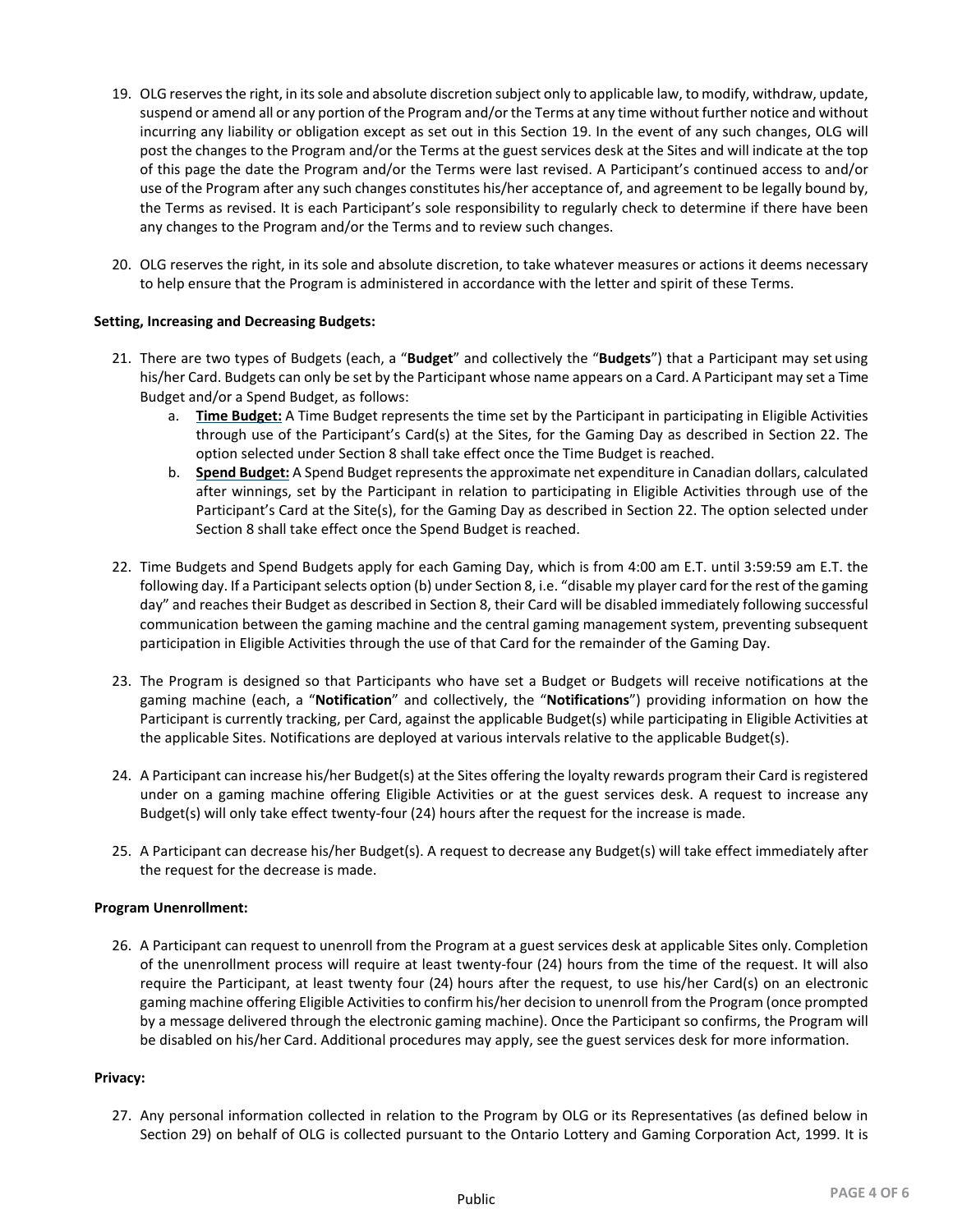19. OLG reserves the right, in its sole and absolute discretion subject only to applicable law, to modify, withdraw, update, suspend or amend all or any portion of the Program and/or the Terms at any time without further notice and without incurring any liability or obligation except as set out in this Section 19. In the event of any such changes, OLG will post the changes to the Program and/or the Terms at the guest services desk at the Sites and will indicate at the top of this page the date the Program and/or the Terms were last revised. A Participant's continued access to and/or use of the Program after any such changes constitutes his/her acceptance of, and agreement to be legally bound by, the Terms as revised. It is each Participant's sole responsibility to regularly check to determine if there have been any changes to the Program and/or the Terms and to review such changes.

20. OLG reserves the right, in its sole and absolute discretion, to take whatever measures or actions it deems necessary to help ensure that the Program is administered in accordance with the letter and spirit of these Terms.

**Setting, Increasing and Decreasing Budgets:**

21. There are two types of Budgets (each, a "**Budget**" and collectively the "**Budgets**") that a Participant may set using his/her Card. Budgets can only be set by the Participant whose name appears on a Card. A Participant may set a Time Budget and/or a Spend Budget, as follows:
    a. **Time Budget:** A Time Budget represents the time set by the Participant in participating in Eligible Activities through use of the Participant's Card(s) at the Sites, for the Gaming Day as described in Section 22. The option selected under Section 8 shall take effect once the Time Budget is reached.
    b. **Spend Budget:** A Spend Budget represents the approximate net expenditure in Canadian dollars, calculated after winnings, set by the Participant in relation to participating in Eligible Activities through use of the Participant's Card at the Site(s), for the Gaming Day as described in Section 22. The option selected under Section 8 shall take effect once the Spend Budget is reached.

22. Time Budgets and Spend Budgets apply for each Gaming Day, which is from 4:00 am E.T. until 3:59:59 am E.T. the following day. If a Participant selects option (b) under Section 8, i.e. "disable my player card for the rest of the gaming day" and reaches their Budget as described in Section 8, their Card will be disabled immediately following successful communication between the gaming machine and the central gaming management system, preventing subsequent participation in Eligible Activities through the use of that Card for the remainder of the Gaming Day.

23. The Program is designed so that Participants who have set a Budget or Budgets will receive notifications at the gaming machine (each, a "**Notification**" and collectively, the "**Notifications**") providing information on how the Participant is currently tracking, per Card, against the applicable Budget(s) while participating in Eligible Activities at the applicable Sites. Notifications are deployed at various intervals relative to the applicable Budget(s).

24. A Participant can increase his/her Budget(s) at the Sites offering the loyalty rewards program their Card is registered under on a gaming machine offering Eligible Activities or at the guest services desk. A request to increase any Budget(s) will only take effect twenty-four (24) hours after the request for the increase is made.

25. A Participant can decrease his/her Budget(s). A request to decrease any Budget(s) will take effect immediately after the request for the decrease is made.

**Program Unenrollment:**

26. A Participant can request to unenroll from the Program at a guest services desk at applicable Sites only. Completion of the unenrollment process will require at least twenty-four (24) hours from the time of the request. It will also require the Participant, at least twenty four (24) hours after the request, to use his/her Card(s) on an electronic gaming machine offering Eligible Activities to confirm his/her decision to unenroll from the Program (once prompted by a message delivered through the electronic gaming machine). Once the Participant so confirms, the Program will be disabled on his/her Card. Additional procedures may apply, see the guest services desk for more information.

**Privacy:**

27. Any personal information collected in relation to the Program by OLG or its Representatives (as defined below in Section 29) on behalf of OLG is collected pursuant to the Ontario Lottery and Gaming Corporation Act, 1999. It is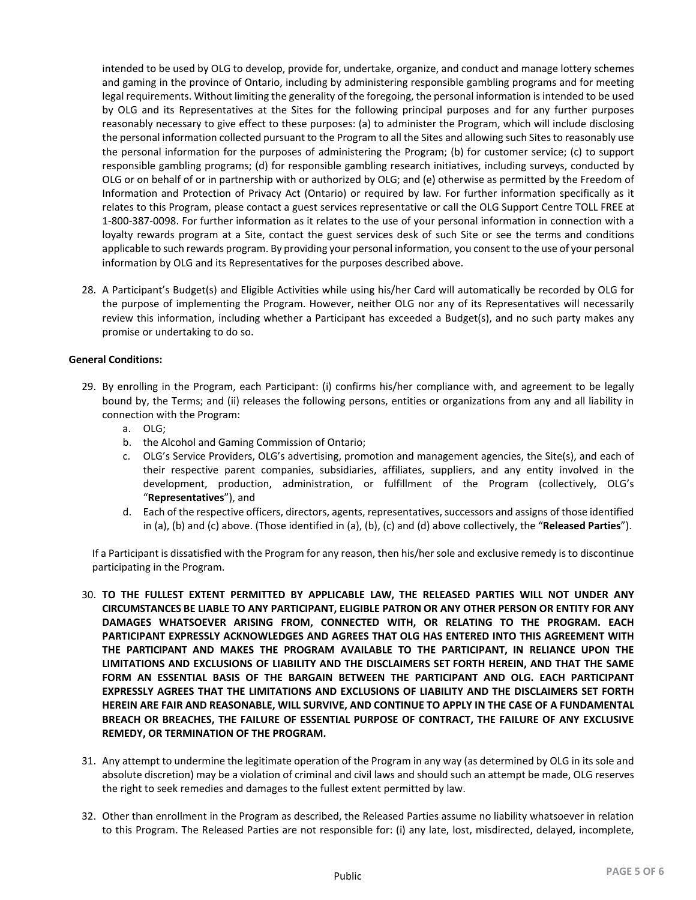intended to be used by OLG to develop, provide for, undertake, organize, and conduct and manage lottery schemes and gaming in the province of Ontario, including by administering responsible gambling programs and for meeting legal requirements. Without limiting the generality of the foregoing, the personal information is intended to be used by OLG and its Representatives at the Sites for the following principal purposes and for any further purposes reasonably necessary to give effect to these purposes: (a) to administer the Program, which will include disclosing the personal information collected pursuant to the Program to all the Sites and allowing such Sites to reasonably use the personal information for the purposes of administering the Program; (b) for customer service; (c) to support responsible gambling programs; (d) for responsible gambling research initiatives, including surveys, conducted by OLG or on behalf of or in partnership with or authorized by OLG; and (e) otherwise as permitted by the Freedom of Information and Protection of Privacy Act (Ontario) or required by law. For further information specifically as it relates to this Program, please contact a guest services representative or call the OLG Support Centre TOLL FREE at 1-800-387-0098. For further information as it relates to the use of your personal information in connection with a loyalty rewards program at a Site, contact the guest services desk of such Site or see the terms and conditions applicable to such rewards program. By providing your personal information, you consent to the use of your personal information by OLG and its Representatives for the purposes described above.

28. A Participant's Budget(s) and Eligible Activities while using his/her Card will automatically be recorded by OLG for the purpose of implementing the Program. However, neither OLG nor any of its Representatives will necessarily review this information, including whether a Participant has exceeded a Budget(s), and no such party makes any promise or undertaking to do so.

**General Conditions:**

29. By enrolling in the Program, each Participant: (i) confirms his/her compliance with, and agreement to be legally bound by, the Terms; and (ii) releases the following persons, entities or organizations from any and all liability in connection with the Program:
    a. OLG;
    b. the Alcohol and Gaming Commission of Ontario;
    c. OLG's Service Providers, OLG's advertising, promotion and management agencies, the Site(s), and each of their respective parent companies, subsidiaries, affiliates, suppliers, and any entity involved in the development, production, administration, or fulfillment of the Program (collectively, OLG's "**Representatives**"), and
    d. Each of the respective officers, directors, agents, representatives, successors and assigns of those identified in (a), (b) and (c) above. (Those identified in (a), (b), (c) and (d) above collectively, the "**Released Parties**").

    If a Participant is dissatisfied with the Program for any reason, then his/her sole and exclusive remedy is to discontinue participating in the Program.

30. **TO THE FULLEST EXTENT PERMITTED BY APPLICABLE LAW, THE RELEASED PARTIES WILL NOT UNDER ANY CIRCUMSTANCES BE LIABLE TO ANY PARTICIPANT, ELIGIBLE PATRON OR ANY OTHER PERSON OR ENTITY FOR ANY DAMAGES WHATSOEVER ARISING FROM, CONNECTED WITH, OR RELATING TO THE PROGRAM. EACH PARTICIPANT EXPRESSLY ACKNOWLEDGES AND AGREES THAT OLG HAS ENTERED INTO THIS AGREEMENT WITH THE PARTICIPANT AND MAKES THE PROGRAM AVAILABLE TO THE PARTICIPANT, IN RELIANCE UPON THE LIMITATIONS AND EXCLUSIONS OF LIABILITY AND THE DISCLAIMERS SET FORTH HEREIN, AND THAT THE SAME FORM AN ESSENTIAL BASIS OF THE BARGAIN BETWEEN THE PARTICIPANT AND OLG. EACH PARTICIPANT EXPRESSLY AGREES THAT THE LIMITATIONS AND EXCLUSIONS OF LIABILITY AND THE DISCLAIMERS SET FORTH HEREIN ARE FAIR AND REASONABLE, WILL SURVIVE, AND CONTINUE TO APPLY IN THE CASE OF A FUNDAMENTAL BREACH OR BREACHES, THE FAILURE OF ESSENTIAL PURPOSE OF CONTRACT, THE FAILURE OF ANY EXCLUSIVE REMEDY, OR TERMINATION OF THE PROGRAM.**

31. Any attempt to undermine the legitimate operation of the Program in any way (as determined by OLG in its sole and absolute discretion) may be a violation of criminal and civil laws and should such an attempt be made, OLG reserves the right to seek remedies and damages to the fullest extent permitted by law.

32. Other than enrollment in the Program as described, the Released Parties assume no liability whatsoever in relation to this Program. The Released Parties are not responsible for: (i) any late, lost, misdirected, delayed, incomplete,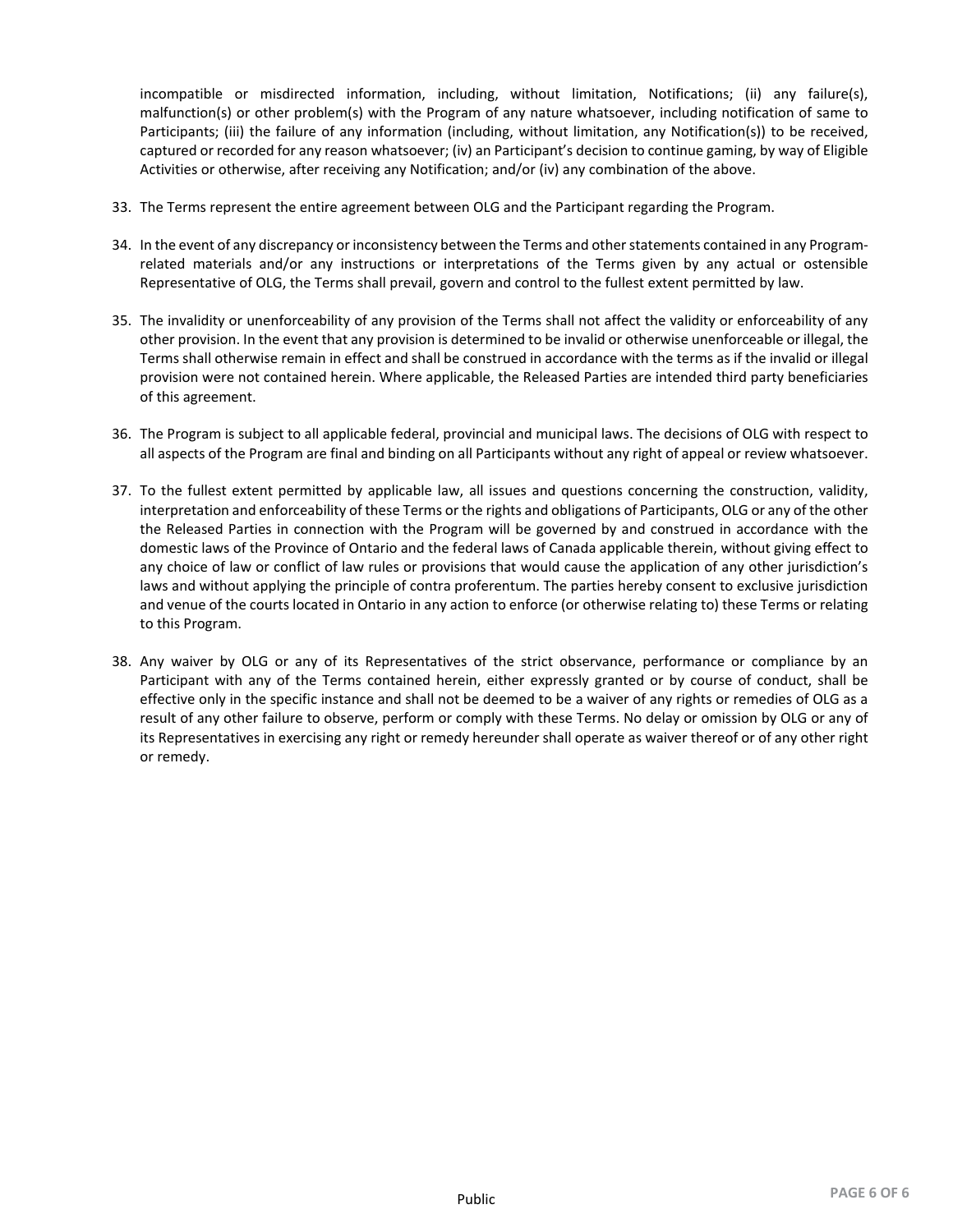incompatible or misdirected information, including, without limitation, Notifications; (ii) any failure(s), malfunction(s) or other problem(s) with the Program of any nature whatsoever, including notification of same to Participants; (iii) the failure of any information (including, without limitation, any Notification(s)) to be received, captured or recorded for any reason whatsoever; (iv) an Participant's decision to continue gaming, by way of Eligible Activities or otherwise, after receiving any Notification; and/or (iv) any combination of the above.

33. The Terms represent the entire agreement between OLG and the Participant regarding the Program.

34. In the event of any discrepancy or inconsistency between the Terms and other statements contained in any Program-related materials and/or any instructions or interpretations of the Terms given by any actual or ostensible Representative of OLG, the Terms shall prevail, govern and control to the fullest extent permitted by law.

35. The invalidity or unenforceability of any provision of the Terms shall not affect the validity or enforceability of any other provision. In the event that any provision is determined to be invalid or otherwise unenforceable or illegal, the Terms shall otherwise remain in effect and shall be construed in accordance with the terms as if the invalid or illegal provision were not contained herein. Where applicable, the Released Parties are intended third party beneficiaries of this agreement.

36. The Program is subject to all applicable federal, provincial and municipal laws. The decisions of OLG with respect to all aspects of the Program are final and binding on all Participants without any right of appeal or review whatsoever.

37. To the fullest extent permitted by applicable law, all issues and questions concerning the construction, validity, interpretation and enforceability of these Terms or the rights and obligations of Participants, OLG or any of the other the Released Parties in connection with the Program will be governed by and construed in accordance with the domestic laws of the Province of Ontario and the federal laws of Canada applicable therein, without giving effect to any choice of law or conflict of law rules or provisions that would cause the application of any other jurisdiction's laws and without applying the principle of contra proferentum. The parties hereby consent to exclusive jurisdiction and venue of the courts located in Ontario in any action to enforce (or otherwise relating to) these Terms or relating to this Program.

38. Any waiver by OLG or any of its Representatives of the strict observance, performance or compliance by an Participant with any of the Terms contained herein, either expressly granted or by course of conduct, shall be effective only in the specific instance and shall not be deemed to be a waiver of any rights or remedies of OLG as a result of any other failure to observe, perform or comply with these Terms. No delay or omission by OLG or any of its Representatives in exercising any right or remedy hereunder shall operate as waiver thereof or of any other right or remedy.

Public